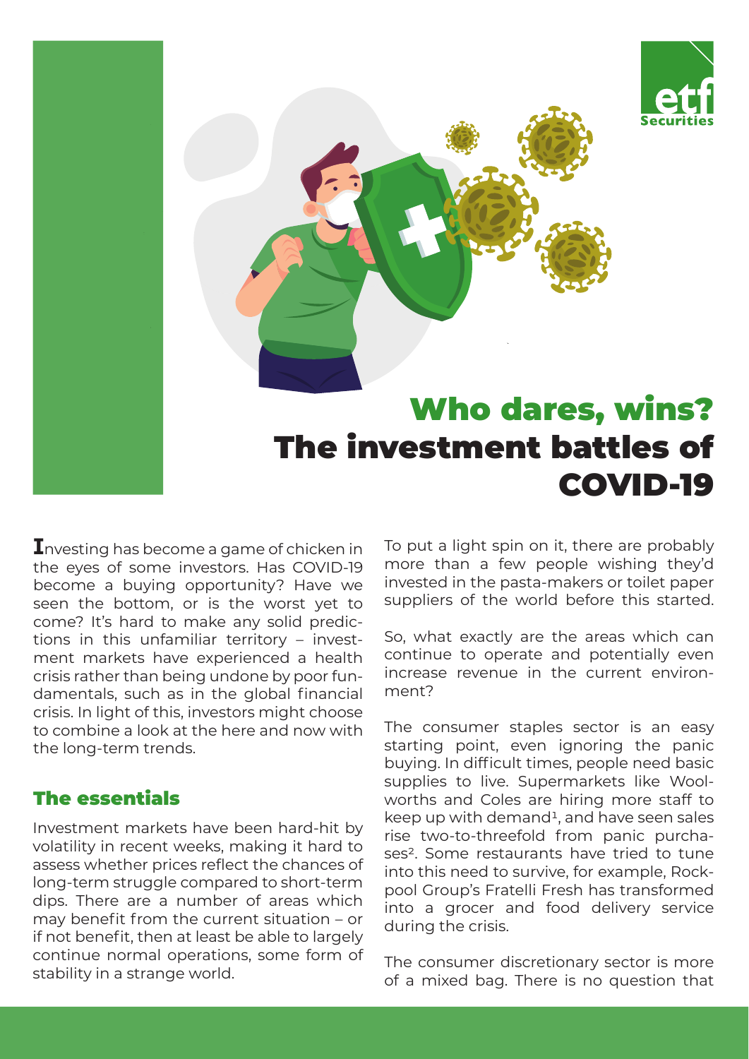# Who dares, wins?
# The investment battles of COVID-19

Investing has become a game of chicken in the eyes of some investors. Has COVID-19 become a buying opportunity? Have we seen the bottom, or is the worst yet to come? It's hard to make any solid predictions in this unfamiliar territory – investment markets have experienced a health crisis rather than being undone by poor fundamentals, such as in the global financial crisis. In light of this, investors might choose to combine a look at the here and now with the long-term trends.

## The essentials

Investment markets have been hard-hit by volatility in recent weeks, making it hard to assess whether prices reflect the chances of long-term struggle compared to short-term dips. There are a number of areas which may benefit from the current situation – or if not benefit, then at least be able to largely continue normal operations, some form of stability in a strange world.

To put a light spin on it, there are probably more than a few people wishing they'd invested in the pasta-makers or toilet paper suppliers of the world before this started.

So, what exactly are the areas which can continue to operate and potentially even increase revenue in the current environment?

The consumer staples sector is an easy starting point, even ignoring the panic buying. In difficult times, people need basic supplies to live. Supermarkets like Woolworths and Coles are hiring more staff to keep up with demand[1], and have seen sales rise two-to-threefold from panic purchases[2]. Some restaurants have tried to tune into this need to survive, for example, Rockpool Group's Fratelli Fresh has transformed into a grocer and food delivery service during the crisis.

The consumer discretionary sector is more of a mixed bag. There is no question that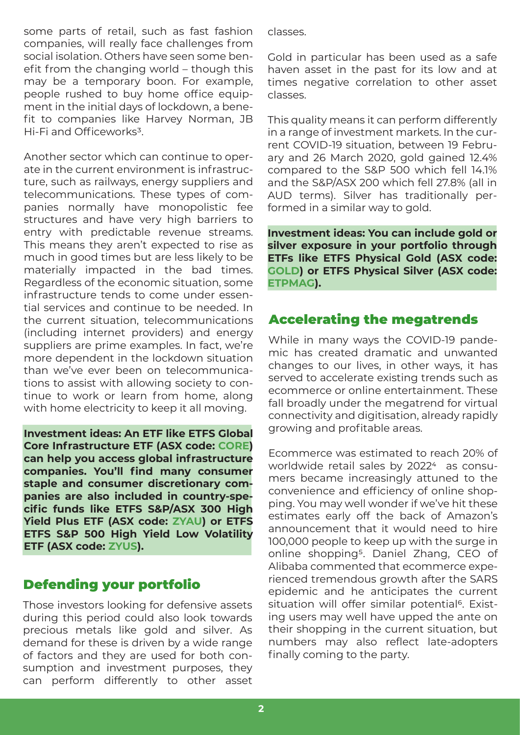some parts of retail, such as fast fashion companies, will really face challenges from social isolation. Others have seen some benefit from the changing world – though this may be a temporary boon. For example, people rushed to buy home office equipment in the initial days of lockdown, a benefit to companies like Harvey Norman, JB Hi-Fi and Officeworks[3].

Another sector which can continue to operate in the current environment is infrastructure, such as railways, energy suppliers and telecommunications. These types of companies normally have monopolistic fee structures and have very high barriers to entry with predictable revenue streams. This means they aren't expected to rise as much in good times but are less likely to be materially impacted in the bad times. Regardless of the economic situation, some infrastructure tends to come under essential services and continue to be needed. In the current situation, telecommunications (including internet providers) and energy suppliers are prime examples. In fact, we're more dependent in the lockdown situation than we've ever been on telecommunications to assist with allowing society to continue to work or learn from home, along with home electricity to keep it all moving.

**Investment ideas: An ETF like ETFS Global Core Infrastructure ETF (ASX code: CORE) can help you access global infrastructure companies. You'll find many consumer staple and consumer discretionary companies are also included in country-specific funds like ETFS S&P/ASX 300 High Yield Plus ETF (ASX code: ZYAU) or ETFS ETFS S&P 500 High Yield Low Volatility ETF (ASX code: ZYUS).**

## Defending your portfolio

Those investors looking for defensive assets during this period could also look towards precious metals like gold and silver. As demand for these is driven by a wide range of factors and they are used for both consumption and investment purposes, they can perform differently to other asset classes.

Gold in particular has been used as a safe haven asset in the past for its low and at times negative correlation to other asset classes.

This quality means it can perform differently in a range of investment markets. In the current COVID-19 situation, between 19 February and 26 March 2020, gold gained 12.4% compared to the S&P 500 which fell 14.1% and the S&P/ASX 200 which fell 27.8% (all in AUD terms). Silver has traditionally performed in a similar way to gold.

**Investment ideas: You can include gold or silver exposure in your portfolio through ETFs like ETFS Physical Gold (ASX code: GOLD) or ETFS Physical Silver (ASX code: ETPMAG).**

## Accelerating the megatrends

While in many ways the COVID-19 pandemic has created dramatic and unwanted changes to our lives, in other ways, it has served to accelerate existing trends such as ecommerce or online entertainment. These fall broadly under the megatrend for virtual connectivity and digitisation, already rapidly growing and profitable areas.

Ecommerce was estimated to reach 20% of worldwide retail sales by 2022[4] as consumers became increasingly attuned to the convenience and efficiency of online shopping. You may well wonder if we've hit these estimates early off the back of Amazon's announcement that it would need to hire 100,000 people to keep up with the surge in online shopping[5]. Daniel Zhang, CEO of Alibaba commented that ecommerce experienced tremendous growth after the SARS epidemic and he anticipates the current situation will offer similar potential[6]. Existing users may well have upped the ante on their shopping in the current situation, but numbers may also reflect late-adopters finally coming to the party.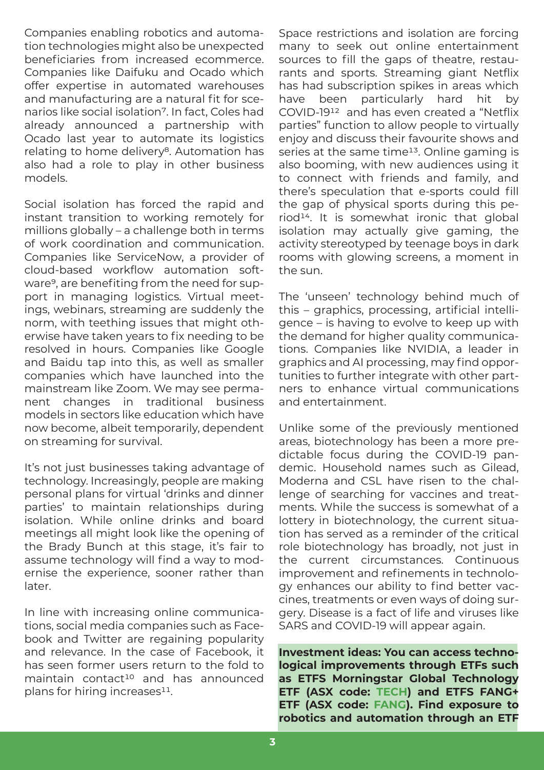Companies enabling robotics and automation technologies might also be unexpected beneficiaries from increased ecommerce. Companies like Daifuku and Ocado which offer expertise in automated warehouses and manufacturing are a natural fit for scenarios like social isolation[7]. In fact, Coles had already announced a partnership with Ocado last year to automate its logistics relating to home delivery[8]. Automation has also had a role to play in other business models.

Social isolation has forced the rapid and instant transition to working remotely for millions globally – a challenge both in terms of work coordination and communication. Companies like ServiceNow, a provider of cloud-based workflow automation software[9], are benefiting from the need for support in managing logistics. Virtual meetings, webinars, streaming are suddenly the norm, with teething issues that might otherwise have taken years to fix needing to be resolved in hours. Companies like Google and Baidu tap into this, as well as smaller companies which have launched into the mainstream like Zoom. We may see permanent changes in traditional business models in sectors like education which have now become, albeit temporarily, dependent on streaming for survival.

It's not just businesses taking advantage of technology. Increasingly, people are making personal plans for virtual 'drinks and dinner parties' to maintain relationships during isolation. While online drinks and board meetings all might look like the opening of the Brady Bunch at this stage, it's fair to assume technology will find a way to modernise the experience, sooner rather than later.

In line with increasing online communications, social media companies such as Facebook and Twitter are regaining popularity and relevance. In the case of Facebook, it has seen former users return to the fold to maintain contact[10] and has announced plans for hiring increases[11].

Space restrictions and isolation are forcing many to seek out online entertainment sources to fill the gaps of theatre, restaurants and sports. Streaming giant Netflix has had subscription spikes in areas which have been particularly hard hit by COVID-19[12] and has even created a "Netflix parties" function to allow people to virtually enjoy and discuss their favourite shows and series at the same time[13]. Online gaming is also booming, with new audiences using it to connect with friends and family, and there's speculation that e-sports could fill the gap of physical sports during this period[14]. It is somewhat ironic that global isolation may actually give gaming, the activity stereotyped by teenage boys in dark rooms with glowing screens, a moment in the sun.

The 'unseen' technology behind much of this – graphics, processing, artificial intelligence – is having to evolve to keep up with the demand for higher quality communications. Companies like NVIDIA, a leader in graphics and AI processing, may find opportunities to further integrate with other partners to enhance virtual communications and entertainment.

Unlike some of the previously mentioned areas, biotechnology has been a more predictable focus during the COVID-19 pandemic. Household names such as Gilead, Moderna and CSL have risen to the challenge of searching for vaccines and treatments. While the success is somewhat of a lottery in biotechnology, the current situation has served as a reminder of the critical role biotechnology has broadly, not just in the current circumstances. Continuous improvement and refinements in technology enhances our ability to find better vaccines, treatments or even ways of doing surgery. Disease is a fact of life and viruses like SARS and COVID-19 will appear again.

**Investment ideas: You can access technological improvements through ETFs such as ETFS Morningstar Global Technology ETF (ASX code: TECH) and ETFS FANG+ ETF (ASX code: FANG). Find exposure to robotics and automation through an ETF**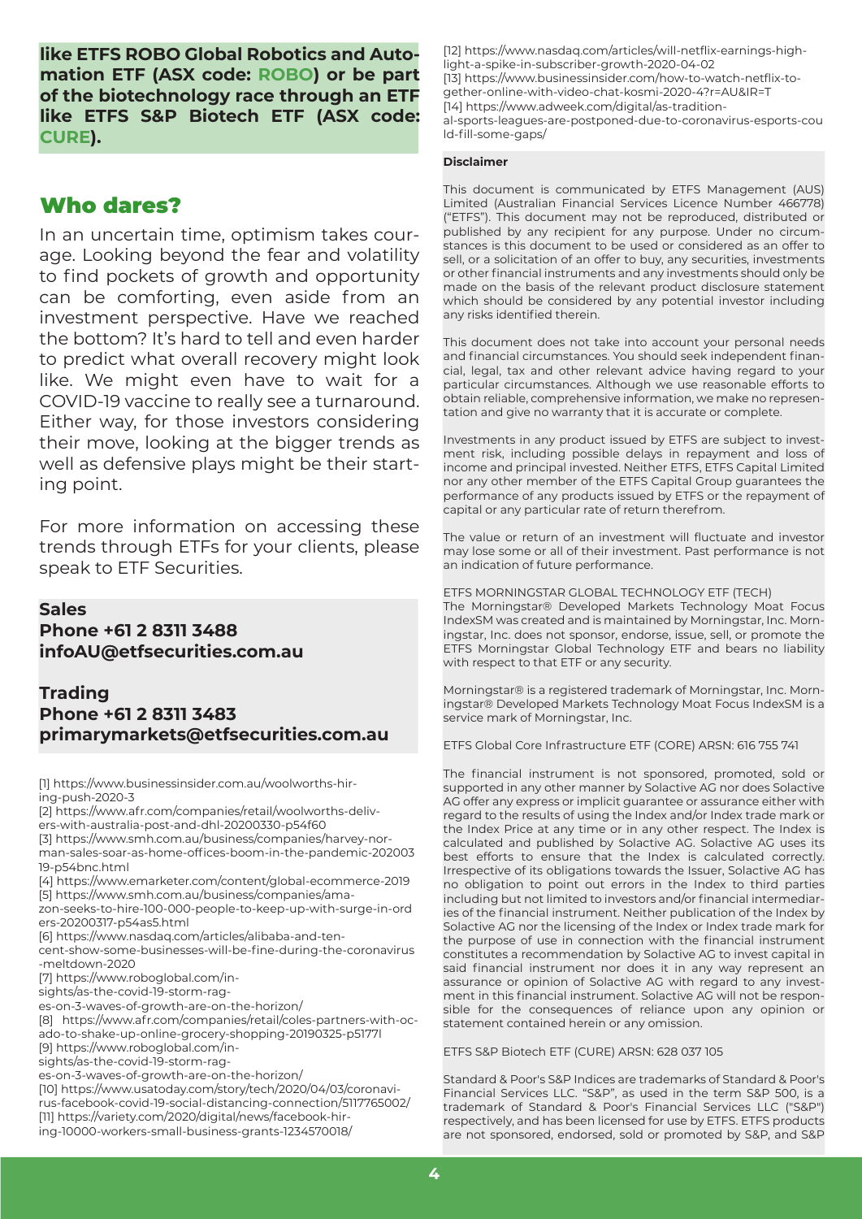**like ETFS ROBO Global Robotics and Automation ETF (ASX code: ROBO) or be part of the biotechnology race through an ETF like ETFS S&P Biotech ETF (ASX code: CURE).**

## Who dares?

In an uncertain time, optimism takes courage. Looking beyond the fear and volatility to find pockets of growth and opportunity can be comforting, even aside from an investment perspective. Have we reached the bottom? It's hard to tell and even harder to predict what overall recovery might look like. We might even have to wait for a COVID-19 vaccine to really see a turnaround. Either way, for those investors considering their move, looking at the bigger trends as well as defensive plays might be their starting point.

For more information on accessing these trends through ETFs for your clients, please speak to ETF Securities.

**Sales**
**Phone +61 2 8311 3488**
**infoAU@etfsecurities.com.au**

**Trading**
**Phone +61 2 8311 3483**
**primarymarkets@etfsecurities.com.au**

[1] https://www.businessinsider.com.au/woolworths-hiring-push-2020-3
[2] https://www.afr.com/companies/retail/woolworths-delivers-with-australia-post-and-dhl-20200330-p54f60
[3] https://www.smh.com.au/business/companies/harvey-norman-sales-soar-as-home-offices-boom-in-the-pandemic-20200319-p54bnc.html
[4] https://www.emarketer.com/content/global-ecommerce-2019
[5] https://www.smh.com.au/business/companies/amazon-seeks-to-hire-100-000-people-to-keep-up-with-surge-in-orders-20200317-p54as5.html
[6] https://www.nasdaq.com/articles/alibaba-and-tencent-show-some-businesses-will-be-fine-during-the-coronavirus-meltdown-2020
[7] https://www.roboglobal.com/insights/as-the-covid-19-storm-rages-on-3-waves-of-growth-are-on-the-horizon/
[8] https://www.afr.com/companies/retail/coles-partners-with-ocado-to-shake-up-online-grocery-shopping-20190325-p5177l
[9] https://www.roboglobal.com/insights/as-the-covid-19-storm-rages-on-3-waves-of-growth-are-on-the-horizon/
[10] https://www.usatoday.com/story/tech/2020/04/03/coronavirus-facebook-covid-19-social-distancing-connection/5117765002/
[11] https://variety.com/2020/digital/news/facebook-hiring-10000-workers-small-business-grants-1234570018/
[12] https://www.nasdaq.com/articles/will-netflix-earnings-highlight-a-spike-in-subscriber-growth-2020-04-02
[13] https://www.businessinsider.com/how-to-watch-netflix-together-online-with-video-chat-kosmi-2020-4?r=AU&IR=T
[14] https://www.adweek.com/digital/as-traditional-sports-leagues-are-postponed-due-to-coronavirus-esports-could-fill-some-gaps/

**Disclaimer**

This document is communicated by ETFS Management (AUS) Limited (Australian Financial Services Licence Number 466778) ("ETFS"). This document may not be reproduced, distributed or published by any recipient for any purpose. Under no circumstances is this document to be used or considered as an offer to sell, or a solicitation of an offer to buy, any securities, investments or other financial instruments and any investments should only be made on the basis of the relevant product disclosure statement which should be considered by any potential investor including any risks identified therein.

This document does not take into account your personal needs and financial circumstances. You should seek independent financial, legal, tax and other relevant advice having regard to your particular circumstances. Although we use reasonable efforts to obtain reliable, comprehensive information, we make no representation and give no warranty that it is accurate or complete.

Investments in any product issued by ETFS are subject to investment risk, including possible delays in repayment and loss of income and principal invested. Neither ETFS, ETFS Capital Limited nor any other member of the ETFS Capital Group guarantees the performance of any products issued by ETFS or the repayment of capital or any particular rate of return therefrom.

The value or return of an investment will fluctuate and investor may lose some or all of their investment. Past performance is not an indication of future performance.

ETFS MORNINGSTAR GLOBAL TECHNOLOGY ETF (TECH)
The Morningstar® Developed Markets Technology Moat Focus IndexSM was created and is maintained by Morningstar, Inc. Morningstar, Inc. does not sponsor, endorse, issue, sell, or promote the ETFS Morningstar Global Technology ETF and bears no liability with respect to that ETF or any security.

Morningstar® is a registered trademark of Morningstar, Inc. Morningstar® Developed Markets Technology Moat Focus IndexSM is a service mark of Morningstar, Inc.

ETFS Global Core Infrastructure ETF (CORE) ARSN: 616 755 741

The financial instrument is not sponsored, promoted, sold or supported in any other manner by Solactive AG nor does Solactive AG offer any express or implicit guarantee or assurance either with regard to the results of using the Index and/or Index trade mark or the Index Price at any time or in any other respect. The Index is calculated and published by Solactive AG. Solactive AG uses its best efforts to ensure that the Index is calculated correctly. Irrespective of its obligations towards the Issuer, Solactive AG has no obligation to point out errors in the Index to third parties including but not limited to investors and/or financial intermediaries of the financial instrument. Neither publication of the Index by Solactive AG nor the licensing of the Index or Index trade mark for the purpose of use in connection with the financial instrument constitutes a recommendation by Solactive AG to invest capital in said financial instrument nor does it in any way represent an assurance or opinion of Solactive AG with regard to any investment in this financial instrument. Solactive AG will not be responsible for the consequences of reliance upon any opinion or statement contained herein or any omission.

ETFS S&P Biotech ETF (CURE) ARSN: 628 037 105

Standard & Poor's S&P Indices are trademarks of Standard & Poor's Financial Services LLC. "S&P", as used in the term S&P 500, is a trademark of Standard & Poor's Financial Services LLC ("S&P") respectively, and has been licensed for use by ETFS. ETFS products are not sponsored, endorsed, sold or promoted by S&P, and S&P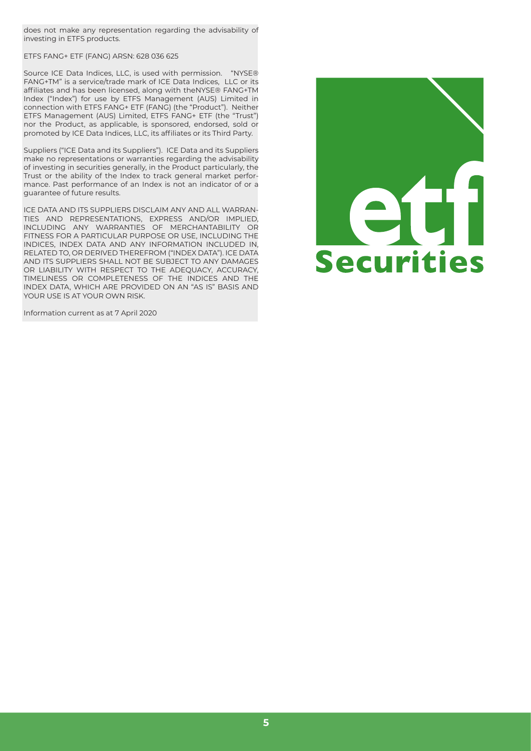does not make any representation regarding the advisability of investing in ETFS products.

ETFS FANG+ ETF (FANG) ARSN: 628 036 625

Source ICE Data Indices, LLC, is used with permission. "NYSE® FANG+TM" is a service/trade mark of ICE Data Indices, LLC or its affiliates and has been licensed, along with theNYSE® FANG+TM Index ("Index") for use by ETFS Management (AUS) Limited in connection with ETFS FANG+ ETF (FANG) (the "Product"). Neither ETFS Management (AUS) Limited, ETFS FANG+ ETF (the "Trust") nor the Product, as applicable, is sponsored, endorsed, sold or promoted by ICE Data Indices, LLC, its affiliates or its Third Party.

Suppliers ("ICE Data and its Suppliers"). ICE Data and its Suppliers make no representations or warranties regarding the advisability of investing in securities generally, in the Product particularly, the Trust or the ability of the Index to track general market performance. Past performance of an Index is not an indicator of or a guarantee of future results.

ICE DATA AND ITS SUPPLIERS DISCLAIM ANY AND ALL WARRANTIES AND REPRESENTATIONS, EXPRESS AND/OR IMPLIED, INCLUDING ANY WARRANTIES OF MERCHANTABILITY OR FITNESS FOR A PARTICULAR PURPOSE OR USE, INCLUDING THE INDICES, INDEX DATA AND ANY INFORMATION INCLUDED IN, RELATED TO, OR DERIVED THEREFROM ("INDEX DATA"). ICE DATA AND ITS SUPPLIERS SHALL NOT BE SUBJECT TO ANY DAMAGES OR LIABILITY WITH RESPECT TO THE ADEQUACY, ACCURACY, TIMELINESS OR COMPLETENESS OF THE INDICES AND THE INDEX DATA, WHICH ARE PROVIDED ON AN "AS IS" BASIS AND YOUR USE IS AT YOUR OWN RISK.

Information current as at 7 April 2020

etf Securities